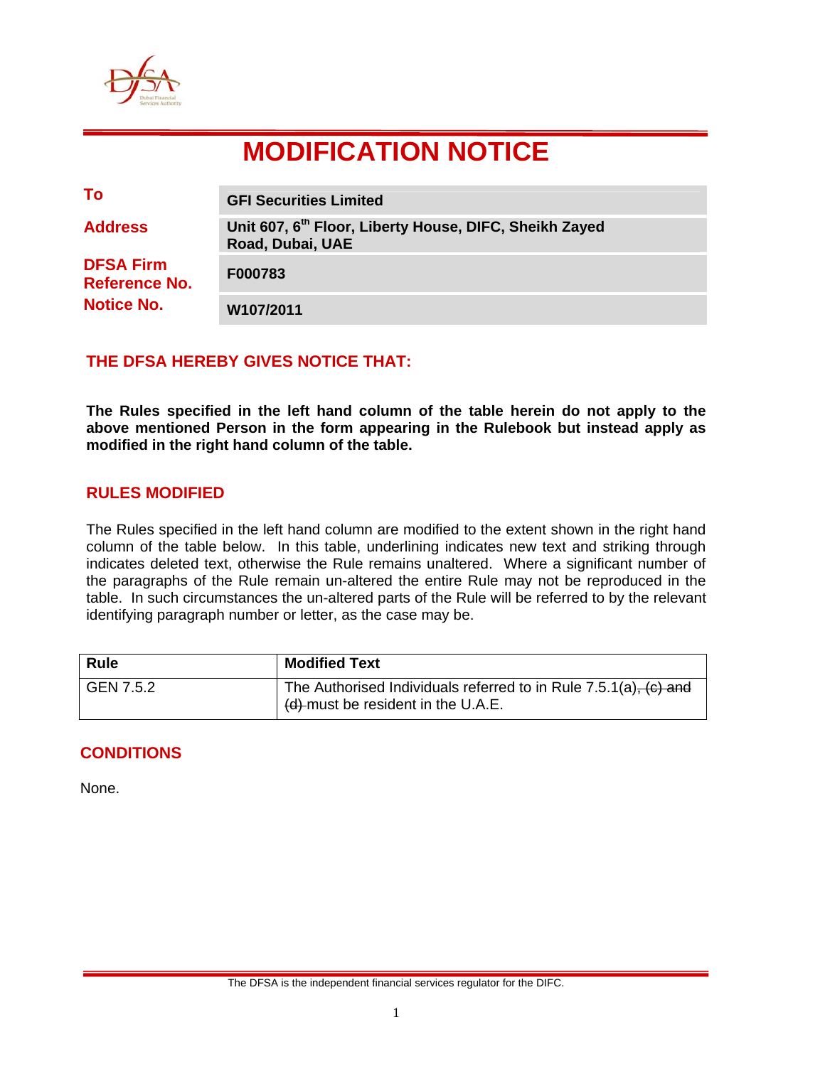# MODIFICATION NOTICE

| | |
|---|---|
| **To** | **GFI Securities Limited** |
| **Address** | **Unit 607, 6th Floor, Liberty House, DIFC, Sheikh Zayed Road, Dubai, UAE** |
| **DFSA Firm Reference No.** | **F000783** |
| **Notice No.** | **W107/2011** |

## THE DFSA HEREBY GIVES NOTICE THAT:

**The Rules specified in the left hand column of the table herein do not apply to the above mentioned Person in the form appearing in the Rulebook but instead apply as modified in the right hand column of the table.**

## RULES MODIFIED

The Rules specified in the left hand column are modified to the extent shown in the right hand column of the table below. In this table, underlining indicates new text and striking through indicates deleted text, otherwise the Rule remains unaltered. Where a significant number of the paragraphs of the Rule remain un-altered the entire Rule may not be reproduced in the table. In such circumstances the un-altered parts of the Rule will be referred to by the relevant identifying paragraph number or letter, as the case may be.

| Rule | Modified Text |
|---|---|
| GEN 7.5.2 | The Authorised Individuals referred to in Rule 7.5.1(a)~~, (c) and (d)~~ must be resident in the U.A.E. |

## CONDITIONS

None.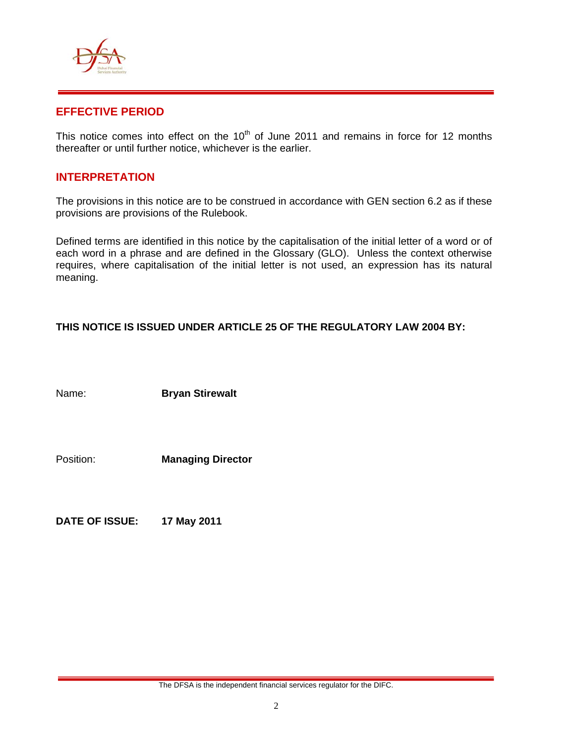## EFFECTIVE PERIOD

This notice comes into effect on the 10th of June 2011 and remains in force for 12 months thereafter or until further notice, whichever is the earlier.

## INTERPRETATION

The provisions in this notice are to be construed in accordance with GEN section 6.2 as if these provisions are provisions of the Rulebook.

Defined terms are identified in this notice by the capitalisation of the initial letter of a word or of each word in a phrase and are defined in the Glossary (GLO). Unless the context otherwise requires, where capitalisation of the initial letter is not used, an expression has its natural meaning.

**THIS NOTICE IS ISSUED UNDER ARTICLE 25 OF THE REGULATORY LAW 2004 BY:**

Name: **Bryan Stirewalt**

Position: **Managing Director**

**DATE OF ISSUE: 17 May 2011**

The DFSA is the independent financial services regulator for the DIFC.